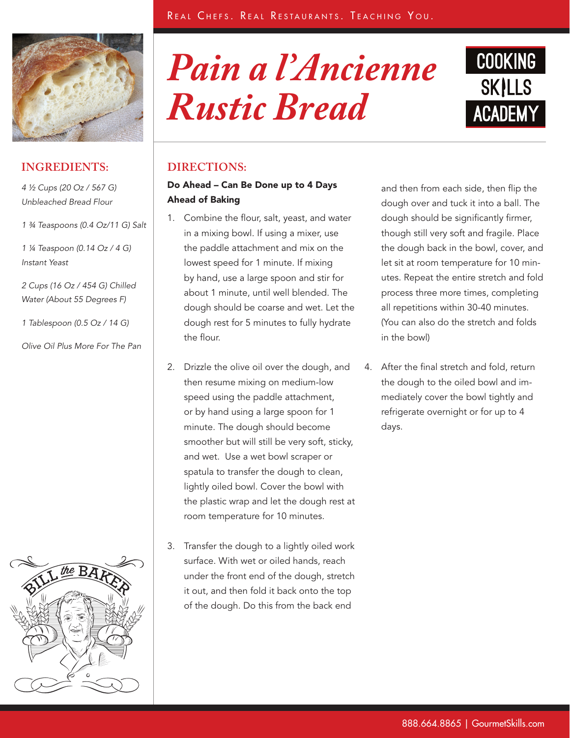# Pain a l'Ancienne Rustic Bread

## INGREDIENTS:

*4 ½ Cups (20 Oz / 567 G) Unbleached Bread Flour*

*1 ¾ Teaspoons (0.4 Oz/11 G) Salt*

*1 ¼ Teaspoon (0.14 Oz / 4 G) Instant Yeast*

*2 Cups (16 Oz / 454 G) Chilled Water (About 55 Degrees F)*

*1 Tablespoon (0.5 Oz / 14 G)*

*Olive Oil Plus More For The Pan*

## DIRECTIONS:

**Do Ahead – Can Be Done up to 4 Days Ahead of Baking**

1. Combine the flour, salt, yeast, and water in a mixing bowl. If using a mixer, use the paddle attachment and mix on the lowest speed for 1 minute. If mixing by hand, use a large spoon and stir for about 1 minute, until well blended. The dough should be coarse and wet. Let the dough rest for 5 minutes to fully hydrate the flour.

2. Drizzle the olive oil over the dough, and then resume mixing on medium-low speed using the paddle attachment, or by hand using a large spoon for 1 minute. The dough should become smoother but will still be very soft, sticky, and wet. Use a wet bowl scraper or spatula to transfer the dough to clean, lightly oiled bowl. Cover the bowl with the plastic wrap and let the dough rest at room temperature for 10 minutes.

3. Transfer the dough to a lightly oiled work surface. With wet or oiled hands, reach under the front end of the dough, stretch it out, and then fold it back onto the top of the dough. Do this from the back end and then from each side, then flip the dough over and tuck it into a ball. The dough should be significantly firmer, though still very soft and fragile. Place the dough back in the bowl, cover, and let sit at room temperature for 10 minutes. Repeat the entire stretch and fold process three more times, completing all repetitions within 30-40 minutes. (You can also do the stretch and folds in the bowl)

4. After the final stretch and fold, return the dough to the oiled bowl and immediately cover the bowl tightly and refrigerate overnight or for up to 4 days.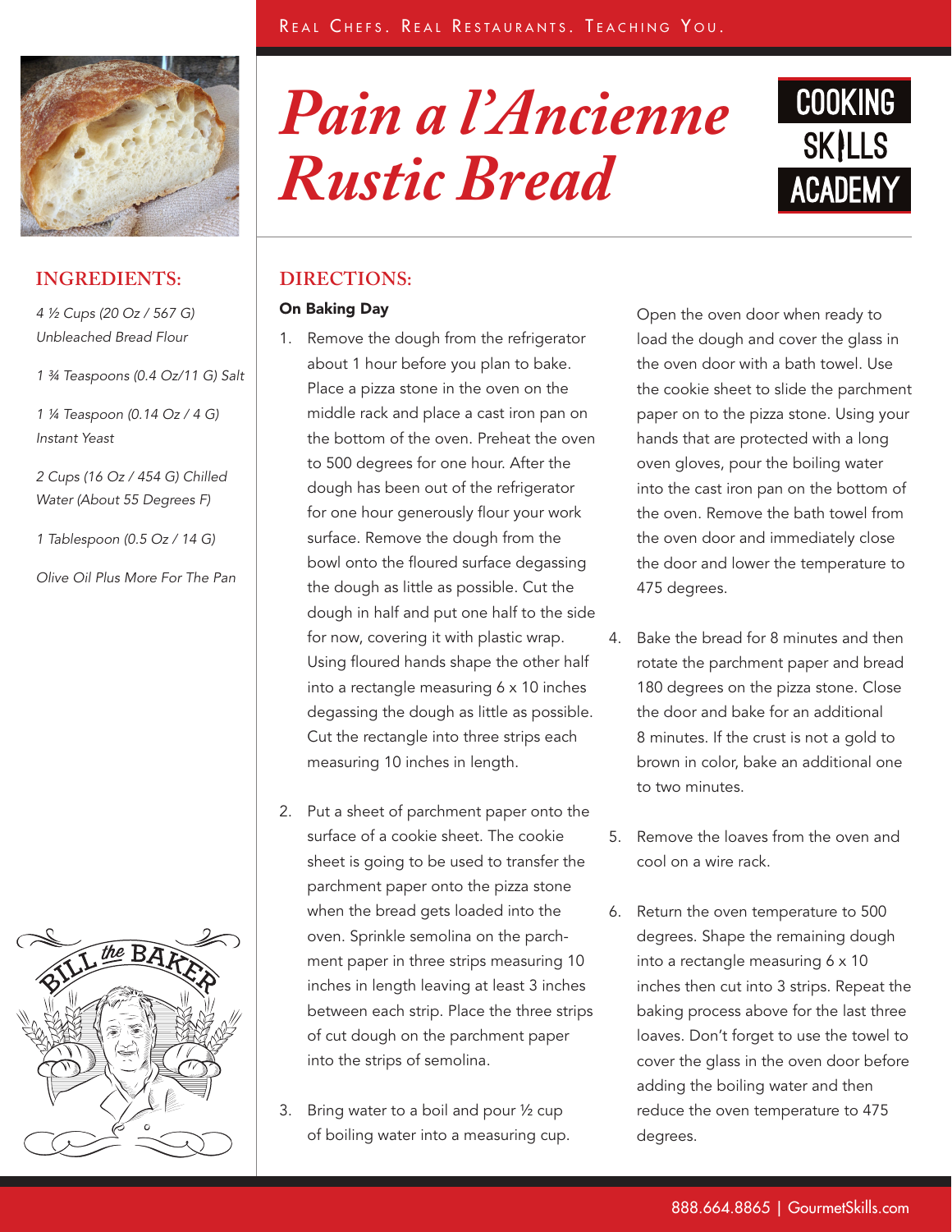# Pain a l'Ancienne Rustic Bread

## INGREDIENTS:

*4 ½ Cups (20 Oz / 567 G) Unbleached Bread Flour*

*1 ¾ Teaspoons (0.4 Oz/11 G) Salt*

*1 ¼ Teaspoon (0.14 Oz / 4 G) Instant Yeast*

*2 Cups (16 Oz / 454 G) Chilled Water (About 55 Degrees F)*

*1 Tablespoon (0.5 Oz / 14 G)*

*Olive Oil Plus More For The Pan*

## DIRECTIONS:

**On Baking Day**

1. Remove the dough from the refrigerator about 1 hour before you plan to bake. Place a pizza stone in the oven on the middle rack and place a cast iron pan on the bottom of the oven. Preheat the oven to 500 degrees for one hour. After the dough has been out of the refrigerator for one hour generously flour your work surface. Remove the dough from the bowl onto the floured surface degassing the dough as little as possible. Cut the dough in half and put one half to the side for now, covering it with plastic wrap. Using floured hands shape the other half into a rectangle measuring 6 x 10 inches degassing the dough as little as possible. Cut the rectangle into three strips each measuring 10 inches in length.

2. Put a sheet of parchment paper onto the surface of a cookie sheet. The cookie sheet is going to be used to transfer the parchment paper onto the pizza stone when the bread gets loaded into the oven. Sprinkle semolina on the parchment paper in three strips measuring 10 inches in length leaving at least 3 inches between each strip. Place the three strips of cut dough on the parchment paper into the strips of semolina.

3. Bring water to a boil and pour ½ cup of boiling water into a measuring cup. Open the oven door when ready to load the dough and cover the glass in the oven door with a bath towel. Use the cookie sheet to slide the parchment paper on to the pizza stone. Using your hands that are protected with a long oven gloves, pour the boiling water into the cast iron pan on the bottom of the oven. Remove the bath towel from the oven door and immediately close the door and lower the temperature to 475 degrees.

4. Bake the bread for 8 minutes and then rotate the parchment paper and bread 180 degrees on the pizza stone. Close the door and bake for an additional 8 minutes. If the crust is not a gold to brown in color, bake an additional one to two minutes.

5. Remove the loaves from the oven and cool on a wire rack.

6. Return the oven temperature to 500 degrees. Shape the remaining dough into a rectangle measuring 6 x 10 inches then cut into 3 strips. Repeat the baking process above for the last three loaves. Don't forget to use the towel to cover the glass in the oven door before adding the boiling water and then reduce the oven temperature to 475 degrees.